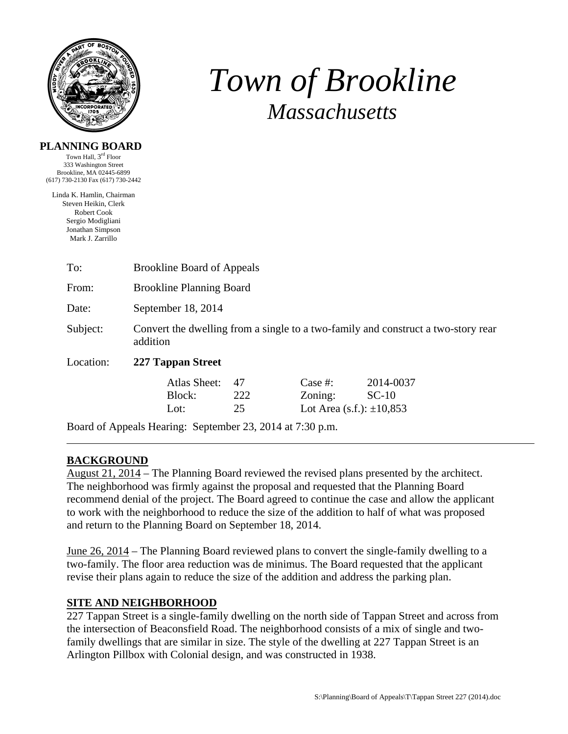# *Town of Brookline*

## *Massachusetts*

**PLANNING BOARD**

Town Hall, 3rd Floor
333 Washington Street
Brookline, MA 02445-6899
(617) 730-2130 Fax (617) 730-2442

Linda K. Hamlin, Chairman
Steven Heikin, Clerk
Robert Cook
Sergio Modigliani
Jonathan Simpson
Mark J. Zarrillo

To: Brookline Board of Appeals

From: Brookline Planning Board

Date: September 18, 2014

Subject: Convert the dwelling from a single to a two-family and construct a two-story rear addition

Location: **227 Tappan Street**

| | | | |
|---|---|---|---|
| Atlas Sheet: | 47 | Case #: | 2014-0037 |
| Block: | 222 | Zoning: | SC-10 |
| Lot: | 25 | Lot Area (s.f.): ±10,853 | |

Board of Appeals Hearing: September 23, 2014 at 7:30 p.m.

---

## BACKGROUND

August 21, 2014 – The Planning Board reviewed the revised plans presented by the architect. The neighborhood was firmly against the proposal and requested that the Planning Board recommend denial of the project. The Board agreed to continue the case and allow the applicant to work with the neighborhood to reduce the size of the addition to half of what was proposed and return to the Planning Board on September 18, 2014.

June 26, 2014 – The Planning Board reviewed plans to convert the single-family dwelling to a two-family. The floor area reduction was de minimus. The Board requested that the applicant revise their plans again to reduce the size of the addition and address the parking plan.

## SITE AND NEIGHBORHOOD

227 Tappan Street is a single-family dwelling on the north side of Tappan Street and across from the intersection of Beaconsfield Road. The neighborhood consists of a mix of single and two-family dwellings that are similar in size. The style of the dwelling at 227 Tappan Street is an Arlington Pillbox with Colonial design, and was constructed in 1938.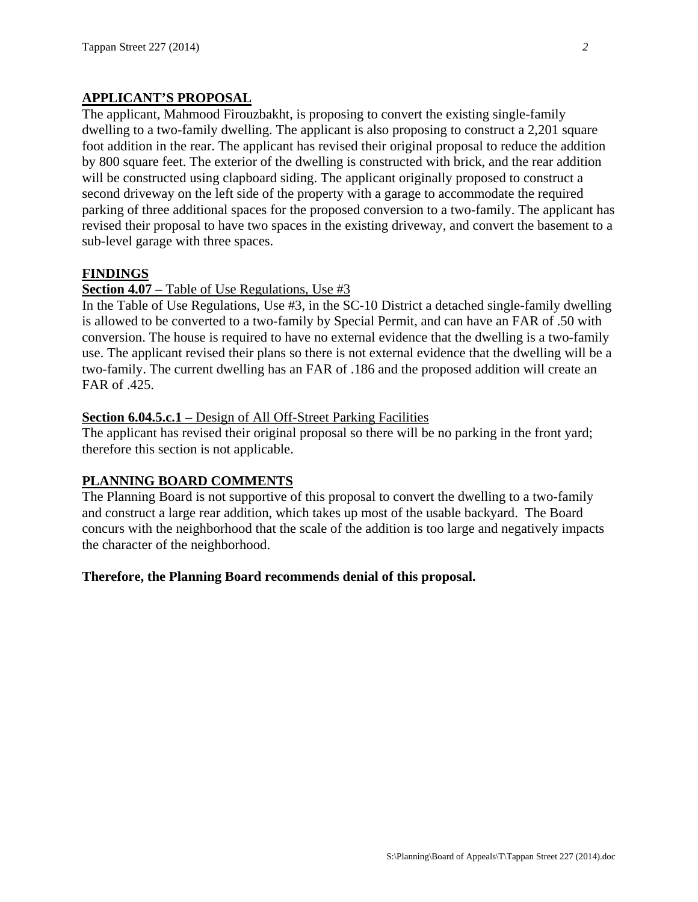## APPLICANT'S PROPOSAL

The applicant, Mahmood Firouzbakht, is proposing to convert the existing single-family dwelling to a two-family dwelling. The applicant is also proposing to construct a 2,201 square foot addition in the rear. The applicant has revised their original proposal to reduce the addition by 800 square feet. The exterior of the dwelling is constructed with brick, and the rear addition will be constructed using clapboard siding. The applicant originally proposed to construct a second driveway on the left side of the property with a garage to accommodate the required parking of three additional spaces for the proposed conversion to a two-family. The applicant has revised their proposal to have two spaces in the existing driveway, and convert the basement to a sub-level garage with three spaces.

## FINDINGS

**Section 4.07 –** Table of Use Regulations, Use #3

In the Table of Use Regulations, Use #3, in the SC-10 District a detached single-family dwelling is allowed to be converted to a two-family by Special Permit, and can have an FAR of .50 with conversion. The house is required to have no external evidence that the dwelling is a two-family use. The applicant revised their plans so there is not external evidence that the dwelling will be a two-family. The current dwelling has an FAR of .186 and the proposed addition will create an FAR of .425.

**Section 6.04.5.c.1 –** Design of All Off-Street Parking Facilities

The applicant has revised their original proposal so there will be no parking in the front yard; therefore this section is not applicable.

## PLANNING BOARD COMMENTS

The Planning Board is not supportive of this proposal to convert the dwelling to a two-family and construct a large rear addition, which takes up most of the usable backyard. The Board concurs with the neighborhood that the scale of the addition is too large and negatively impacts the character of the neighborhood.

**Therefore, the Planning Board recommends denial of this proposal.**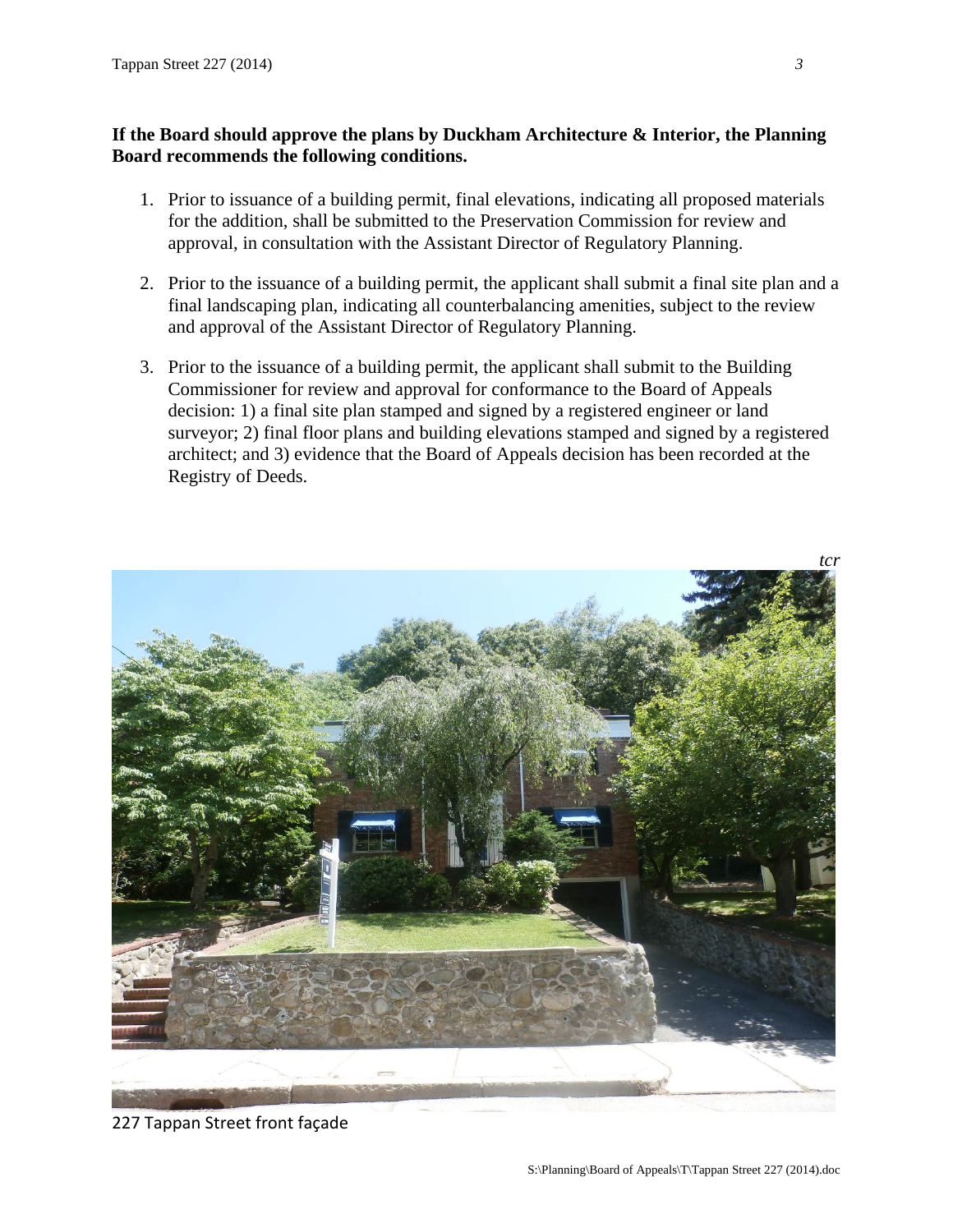**If the Board should approve the plans by Duckham Architecture & Interior, the Planning Board recommends the following conditions.**

1. Prior to issuance of a building permit, final elevations, indicating all proposed materials for the addition, shall be submitted to the Preservation Commission for review and approval, in consultation with the Assistant Director of Regulatory Planning.

2. Prior to the issuance of a building permit, the applicant shall submit a final site plan and a final landscaping plan, indicating all counterbalancing amenities, subject to the review and approval of the Assistant Director of Regulatory Planning.

3. Prior to the issuance of a building permit, the applicant shall submit to the Building Commissioner for review and approval for conformance to the Board of Appeals decision: 1) a final site plan stamped and signed by a registered engineer or land surveyor; 2) final floor plans and building elevations stamped and signed by a registered architect; and 3) evidence that the Board of Appeals decision has been recorded at the Registry of Deeds.

*tcr*

227 Tappan Street front façade